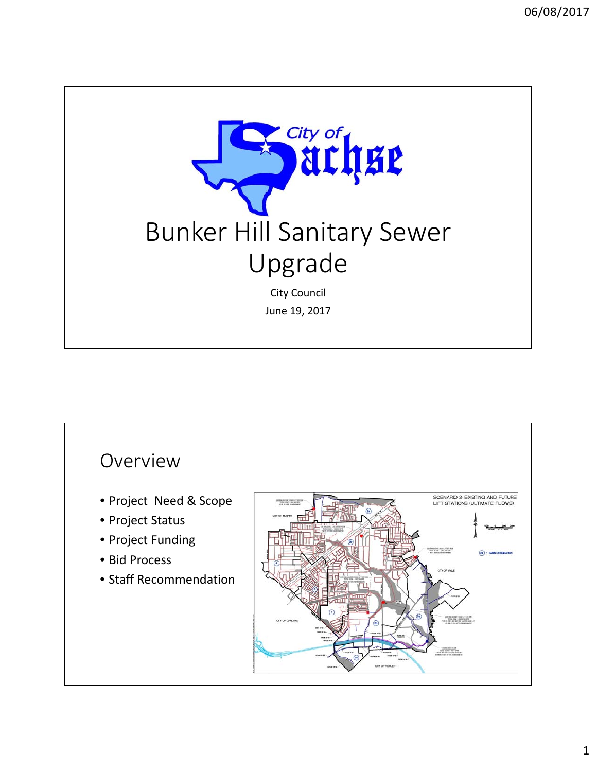# Bunker Hill Sanitary Sewer Upgrade

City Council

June 19, 2017

## Overview

- Project Need & Scope
- Project Status
- Project Funding
- Bid Process
- Staff Recommendation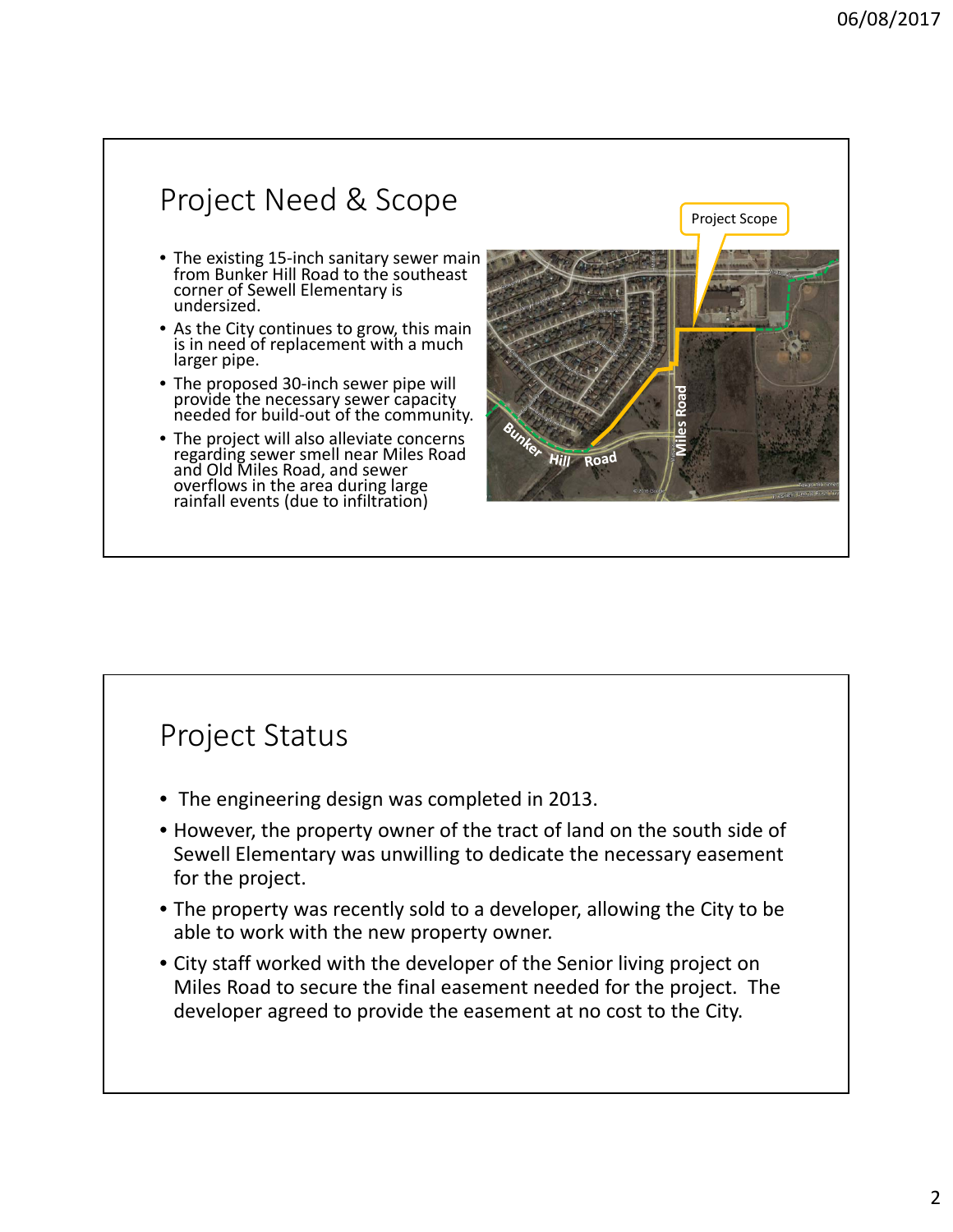## Project Need & Scope

- The existing 15-inch sanitary sewer main from Bunker Hill Road to the southeast corner of Sewell Elementary is undersized.
- As the City continues to grow, this main is in need of replacement with a much larger pipe.
- The proposed 30-inch sewer pipe will provide the necessary sewer capacity needed for build-out of the community.
- The project will also alleviate concerns regarding sewer smell near Miles Road and Old Miles Road, and sewer overflows in the area during large rainfall events (due to infiltration)

## Project Status

- The engineering design was completed in 2013.
- However, the property owner of the tract of land on the south side of Sewell Elementary was unwilling to dedicate the necessary easement for the project.
- The property was recently sold to a developer, allowing the City to be able to work with the new property owner.
- City staff worked with the developer of the Senior living project on Miles Road to secure the final easement needed for the project. The developer agreed to provide the easement at no cost to the City.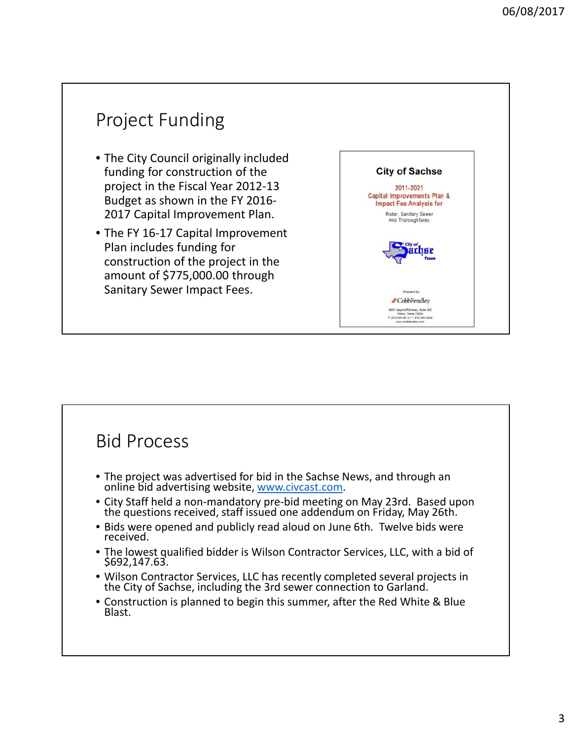## Project Funding

- The City Council originally included funding for construction of the project in the Fiscal Year 2012-13 Budget as shown in the FY 2016-2017 Capital Improvement Plan.
- The FY 16-17 Capital Improvement Plan includes funding for construction of the project in the amount of $775,000.00 through Sanitary Sewer Impact Fees.

City of Sachse

2011-2021
Capital Improvements Plan &
Impact Fee Analysis for

Water, Sanitary Sewer
And Thoroughfares

Prepared By:
CobbFendley

## Bid Process

- The project was advertised for bid in the Sachse News, and through an online bid advertising website, [www.civcast.com](www.civcast.com).
- City Staff held a non-mandatory pre-bid meeting on May 23rd. Based upon the questions received, staff issued one addendum on Friday, May 26th.
- Bids were opened and publicly read aloud on June 6th. Twelve bids were received.
- The lowest qualified bidder is Wilson Contractor Services, LLC, with a bid of $692,147.63.
- Wilson Contractor Services, LLC has recently completed several projects in the City of Sachse, including the 3rd sewer connection to Garland.
- Construction is planned to begin this summer, after the Red White & Blue Blast.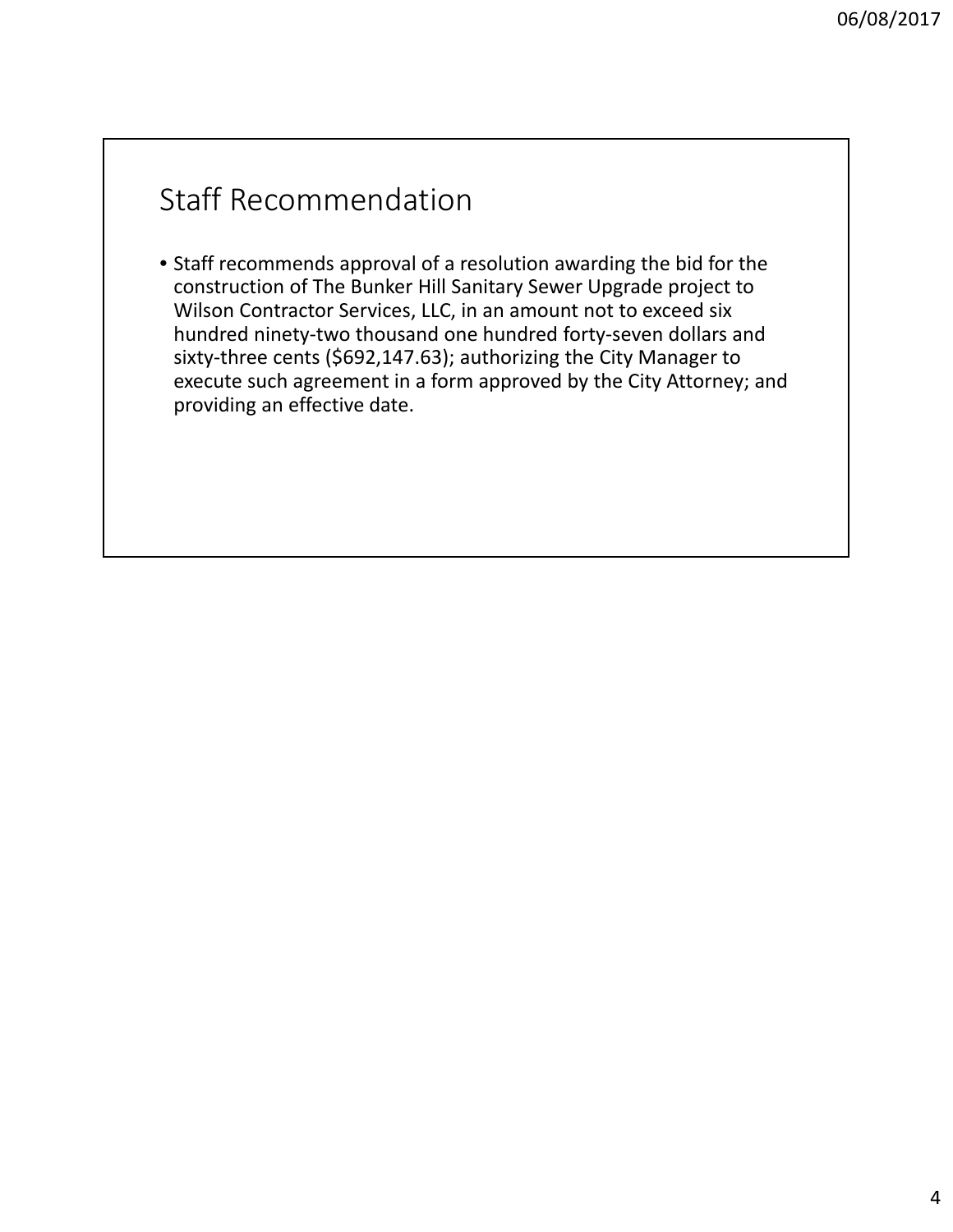## Staff Recommendation

- Staff recommends approval of a resolution awarding the bid for the construction of The Bunker Hill Sanitary Sewer Upgrade project to Wilson Contractor Services, LLC, in an amount not to exceed six hundred ninety-two thousand one hundred forty-seven dollars and sixty-three cents ($692,147.63); authorizing the City Manager to execute such agreement in a form approved by the City Attorney; and providing an effective date.